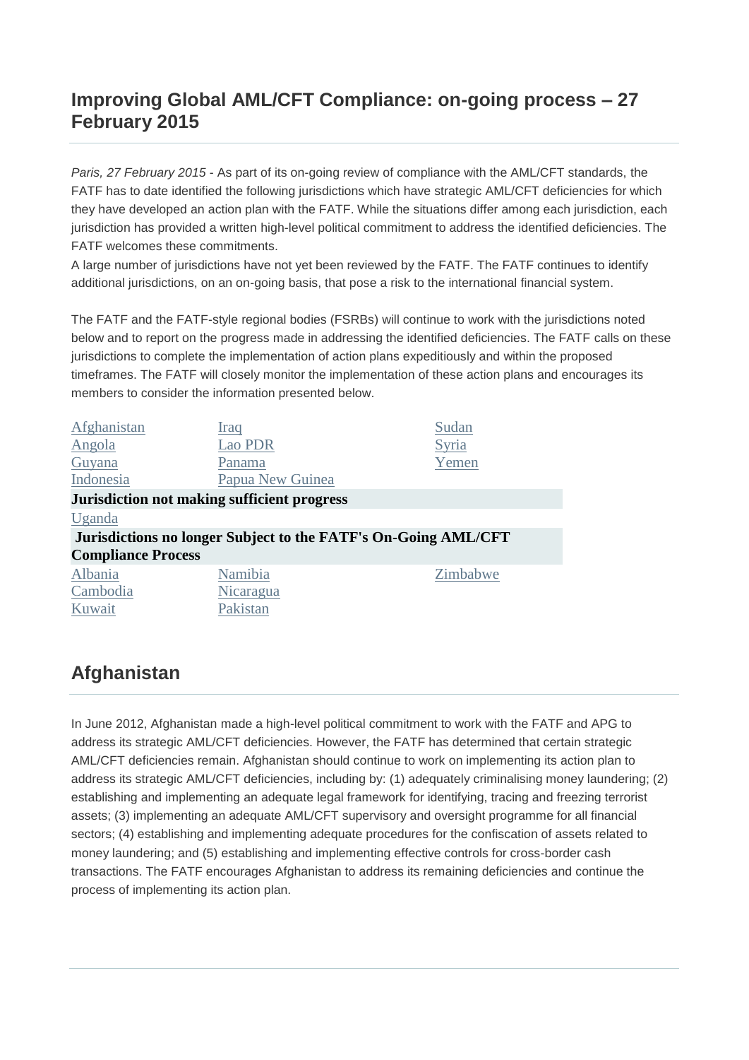# Improving Global AML/CFT Compliance: on-going process – 27 February 2015

*Paris, 27 February 2015* - As part of its on-going review of compliance with the AML/CFT standards, the FATF has to date identified the following jurisdictions which have strategic AML/CFT deficiencies for which they have developed an action plan with the FATF. While the situations differ among each jurisdiction, each jurisdiction has provided a written high-level political commitment to address the identified deficiencies. The FATF welcomes these commitments.

A large number of jurisdictions have not yet been reviewed by the FATF. The FATF continues to identify additional jurisdictions, on an on-going basis, that pose a risk to the international financial system.

The FATF and the FATF-style regional bodies (FSRBs) will continue to work with the jurisdictions noted below and to report on the progress made in addressing the identified deficiencies. The FATF calls on these jurisdictions to complete the implementation of action plans expeditiously and within the proposed timeframes. The FATF will closely monitor the implementation of these action plans and encourages its members to consider the information presented below.

| | | |
|---|---|---|
| Afghanistan | Iraq | Sudan |
| Angola | Lao PDR | Syria |
| Guyana | Panama | Yemen |
| Indonesia | Papua New Guinea | |
| **Jurisdiction not making sufficient progress** | | |
| Uganda | | |
| **Jurisdictions no longer Subject to the FATF's On-Going AML/CFT Compliance Process** | | |
| Albania | Namibia | Zimbabwe |
| Cambodia | Nicaragua | |
| Kuwait | Pakistan | |

## Afghanistan

In June 2012, Afghanistan made a high-level political commitment to work with the FATF and APG to address its strategic AML/CFT deficiencies. However, the FATF has determined that certain strategic AML/CFT deficiencies remain. Afghanistan should continue to work on implementing its action plan to address its strategic AML/CFT deficiencies, including by: (1) adequately criminalising money laundering; (2) establishing and implementing an adequate legal framework for identifying, tracing and freezing terrorist assets; (3) implementing an adequate AML/CFT supervisory and oversight programme for all financial sectors; (4) establishing and implementing adequate procedures for the confiscation of assets related to money laundering; and (5) establishing and implementing effective controls for cross-border cash transactions. The FATF encourages Afghanistan to address its remaining deficiencies and continue the process of implementing its action plan.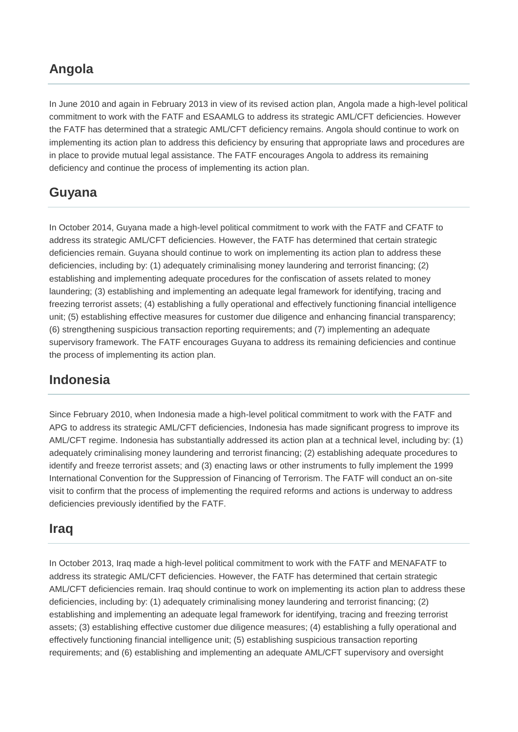## Angola

In June 2010 and again in February 2013 in view of its revised action plan, Angola made a high-level political commitment to work with the FATF and ESAAMLG to address its strategic AML/CFT deficiencies. However the FATF has determined that a strategic AML/CFT deficiency remains. Angola should continue to work on implementing its action plan to address this deficiency by ensuring that appropriate laws and procedures are in place to provide mutual legal assistance. The FATF encourages Angola to address its remaining deficiency and continue the process of implementing its action plan.

## Guyana

In October 2014, Guyana made a high-level political commitment to work with the FATF and CFATF to address its strategic AML/CFT deficiencies. However, the FATF has determined that certain strategic deficiencies remain. Guyana should continue to work on implementing its action plan to address these deficiencies, including by: (1) adequately criminalising money laundering and terrorist financing; (2) establishing and implementing adequate procedures for the confiscation of assets related to money laundering; (3) establishing and implementing an adequate legal framework for identifying, tracing and freezing terrorist assets; (4) establishing a fully operational and effectively functioning financial intelligence unit; (5) establishing effective measures for customer due diligence and enhancing financial transparency; (6) strengthening suspicious transaction reporting requirements; and (7) implementing an adequate supervisory framework. The FATF encourages Guyana to address its remaining deficiencies and continue the process of implementing its action plan.

## Indonesia

Since February 2010, when Indonesia made a high-level political commitment to work with the FATF and APG to address its strategic AML/CFT deficiencies, Indonesia has made significant progress to improve its AML/CFT regime. Indonesia has substantially addressed its action plan at a technical level, including by: (1) adequately criminalising money laundering and terrorist financing; (2) establishing adequate procedures to identify and freeze terrorist assets; and (3) enacting laws or other instruments to fully implement the 1999 International Convention for the Suppression of Financing of Terrorism. The FATF will conduct an on-site visit to confirm that the process of implementing the required reforms and actions is underway to address deficiencies previously identified by the FATF.

## Iraq

In October 2013, Iraq made a high-level political commitment to work with the FATF and MENAFATF to address its strategic AML/CFT deficiencies. However, the FATF has determined that certain strategic AML/CFT deficiencies remain. Iraq should continue to work on implementing its action plan to address these deficiencies, including by: (1) adequately criminalising money laundering and terrorist financing; (2) establishing and implementing an adequate legal framework for identifying, tracing and freezing terrorist assets; (3) establishing effective customer due diligence measures; (4) establishing a fully operational and effectively functioning financial intelligence unit; (5) establishing suspicious transaction reporting requirements; and (6) establishing and implementing an adequate AML/CFT supervisory and oversight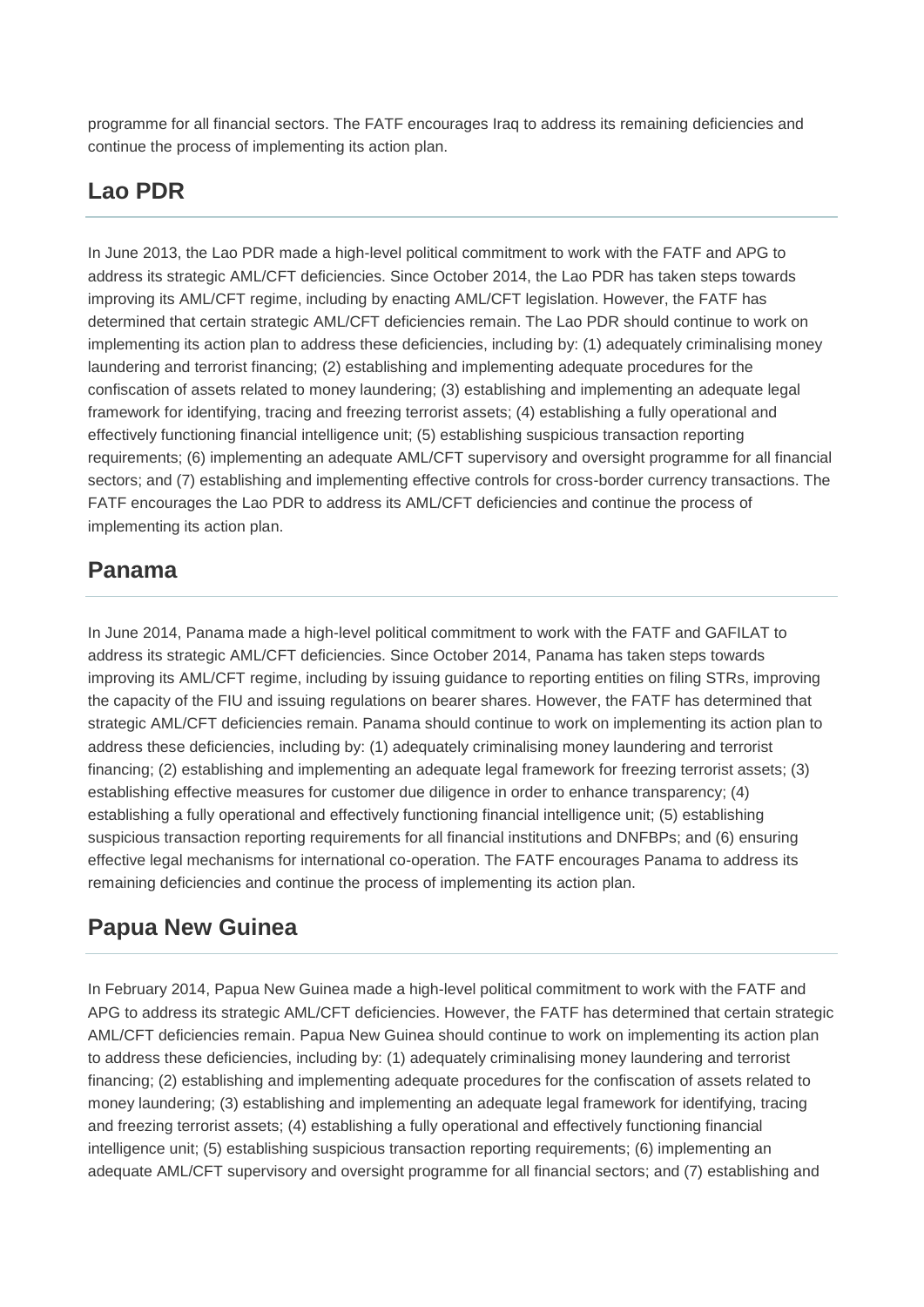programme for all financial sectors. The FATF encourages Iraq to address its remaining deficiencies and continue the process of implementing its action plan.

## Lao PDR

In June 2013, the Lao PDR made a high-level political commitment to work with the FATF and APG to address its strategic AML/CFT deficiencies. Since October 2014, the Lao PDR has taken steps towards improving its AML/CFT regime, including by enacting AML/CFT legislation. However, the FATF has determined that certain strategic AML/CFT deficiencies remain. The Lao PDR should continue to work on implementing its action plan to address these deficiencies, including by: (1) adequately criminalising money laundering and terrorist financing; (2) establishing and implementing adequate procedures for the confiscation of assets related to money laundering; (3) establishing and implementing an adequate legal framework for identifying, tracing and freezing terrorist assets; (4) establishing a fully operational and effectively functioning financial intelligence unit; (5) establishing suspicious transaction reporting requirements; (6) implementing an adequate AML/CFT supervisory and oversight programme for all financial sectors; and (7) establishing and implementing effective controls for cross-border currency transactions. The FATF encourages the Lao PDR to address its AML/CFT deficiencies and continue the process of implementing its action plan.

## Panama

In June 2014, Panama made a high-level political commitment to work with the FATF and GAFILAT to address its strategic AML/CFT deficiencies. Since October 2014, Panama has taken steps towards improving its AML/CFT regime, including by issuing guidance to reporting entities on filing STRs, improving the capacity of the FIU and issuing regulations on bearer shares. However, the FATF has determined that strategic AML/CFT deficiencies remain. Panama should continue to work on implementing its action plan to address these deficiencies, including by: (1) adequately criminalising money laundering and terrorist financing; (2) establishing and implementing an adequate legal framework for freezing terrorist assets; (3) establishing effective measures for customer due diligence in order to enhance transparency; (4) establishing a fully operational and effectively functioning financial intelligence unit; (5) establishing suspicious transaction reporting requirements for all financial institutions and DNFBPs; and (6) ensuring effective legal mechanisms for international co-operation. The FATF encourages Panama to address its remaining deficiencies and continue the process of implementing its action plan.

## Papua New Guinea

In February 2014, Papua New Guinea made a high-level political commitment to work with the FATF and APG to address its strategic AML/CFT deficiencies. However, the FATF has determined that certain strategic AML/CFT deficiencies remain. Papua New Guinea should continue to work on implementing its action plan to address these deficiencies, including by: (1) adequately criminalising money laundering and terrorist financing; (2) establishing and implementing adequate procedures for the confiscation of assets related to money laundering; (3) establishing and implementing an adequate legal framework for identifying, tracing and freezing terrorist assets; (4) establishing a fully operational and effectively functioning financial intelligence unit; (5) establishing suspicious transaction reporting requirements; (6) implementing an adequate AML/CFT supervisory and oversight programme for all financial sectors; and (7) establishing and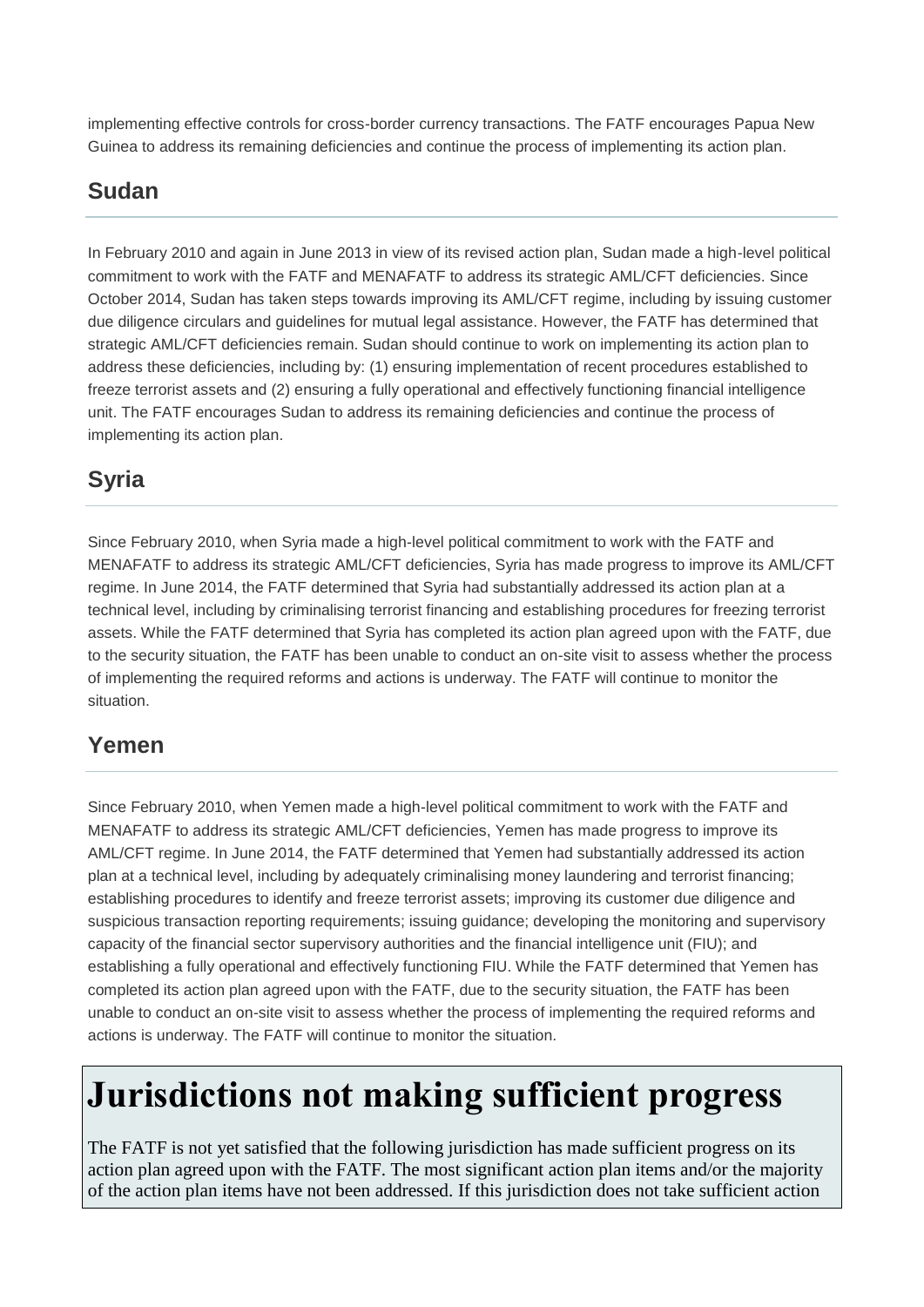implementing effective controls for cross-border currency transactions. The FATF encourages Papua New Guinea to address its remaining deficiencies and continue the process of implementing its action plan.

## Sudan

In February 2010 and again in June 2013 in view of its revised action plan, Sudan made a high-level political commitment to work with the FATF and MENAFATF to address its strategic AML/CFT deficiencies. Since October 2014, Sudan has taken steps towards improving its AML/CFT regime, including by issuing customer due diligence circulars and guidelines for mutual legal assistance. However, the FATF has determined that strategic AML/CFT deficiencies remain. Sudan should continue to work on implementing its action plan to address these deficiencies, including by: (1) ensuring implementation of recent procedures established to freeze terrorist assets and (2) ensuring a fully operational and effectively functioning financial intelligence unit. The FATF encourages Sudan to address its remaining deficiencies and continue the process of implementing its action plan.

## Syria

Since February 2010, when Syria made a high-level political commitment to work with the FATF and MENAFATF to address its strategic AML/CFT deficiencies, Syria has made progress to improve its AML/CFT regime. In June 2014, the FATF determined that Syria had substantially addressed its action plan at a technical level, including by criminalising terrorist financing and establishing procedures for freezing terrorist assets. While the FATF determined that Syria has completed its action plan agreed upon with the FATF, due to the security situation, the FATF has been unable to conduct an on-site visit to assess whether the process of implementing the required reforms and actions is underway. The FATF will continue to monitor the situation.

## Yemen

Since February 2010, when Yemen made a high-level political commitment to work with the FATF and MENAFATF to address its strategic AML/CFT deficiencies, Yemen has made progress to improve its AML/CFT regime. In June 2014, the FATF determined that Yemen had substantially addressed its action plan at a technical level, including by adequately criminalising money laundering and terrorist financing; establishing procedures to identify and freeze terrorist assets; improving its customer due diligence and suspicious transaction reporting requirements; issuing guidance; developing the monitoring and supervisory capacity of the financial sector supervisory authorities and the financial intelligence unit (FIU); and establishing a fully operational and effectively functioning FIU. While the FATF determined that Yemen has completed its action plan agreed upon with the FATF, due to the security situation, the FATF has been unable to conduct an on-site visit to assess whether the process of implementing the required reforms and actions is underway. The FATF will continue to monitor the situation.

# Jurisdictions not making sufficient progress

The FATF is not yet satisfied that the following jurisdiction has made sufficient progress on its action plan agreed upon with the FATF. The most significant action plan items and/or the majority of the action plan items have not been addressed. If this jurisdiction does not take sufficient action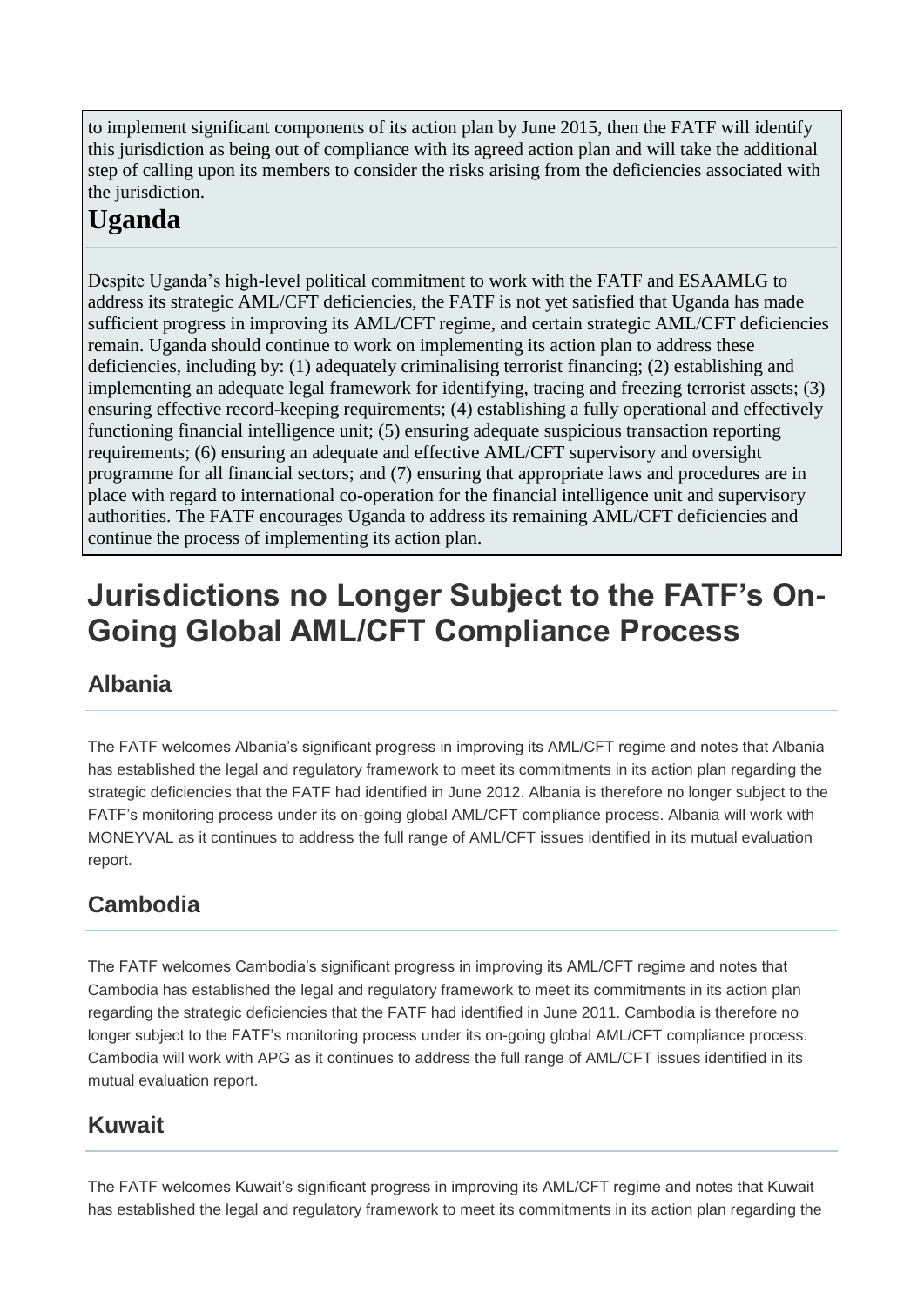to implement significant components of its action plan by June 2015, then the FATF will identify this jurisdiction as being out of compliance with its agreed action plan and will take the additional step of calling upon its members to consider the risks arising from the deficiencies associated with the jurisdiction.

## Uganda

Despite Uganda's high-level political commitment to work with the FATF and ESAAMLG to address its strategic AML/CFT deficiencies, the FATF is not yet satisfied that Uganda has made sufficient progress in improving its AML/CFT regime, and certain strategic AML/CFT deficiencies remain. Uganda should continue to work on implementing its action plan to address these deficiencies, including by: (1) adequately criminalising terrorist financing; (2) establishing and implementing an adequate legal framework for identifying, tracing and freezing terrorist assets; (3) ensuring effective record-keeping requirements; (4) establishing a fully operational and effectively functioning financial intelligence unit; (5) ensuring adequate suspicious transaction reporting requirements; (6) ensuring an adequate and effective AML/CFT supervisory and oversight programme for all financial sectors; and (7) ensuring that appropriate laws and procedures are in place with regard to international co-operation for the financial intelligence unit and supervisory authorities. The FATF encourages Uganda to address its remaining AML/CFT deficiencies and continue the process of implementing its action plan.

# Jurisdictions no Longer Subject to the FATF's On-Going Global AML/CFT Compliance Process

## Albania

The FATF welcomes Albania's significant progress in improving its AML/CFT regime and notes that Albania has established the legal and regulatory framework to meet its commitments in its action plan regarding the strategic deficiencies that the FATF had identified in June 2012. Albania is therefore no longer subject to the FATF's monitoring process under its on-going global AML/CFT compliance process. Albania will work with MONEYVAL as it continues to address the full range of AML/CFT issues identified in its mutual evaluation report.

## Cambodia

The FATF welcomes Cambodia's significant progress in improving its AML/CFT regime and notes that Cambodia has established the legal and regulatory framework to meet its commitments in its action plan regarding the strategic deficiencies that the FATF had identified in June 2011. Cambodia is therefore no longer subject to the FATF's monitoring process under its on-going global AML/CFT compliance process. Cambodia will work with APG as it continues to address the full range of AML/CFT issues identified in its mutual evaluation report.

## Kuwait

The FATF welcomes Kuwait's significant progress in improving its AML/CFT regime and notes that Kuwait has established the legal and regulatory framework to meet its commitments in its action plan regarding the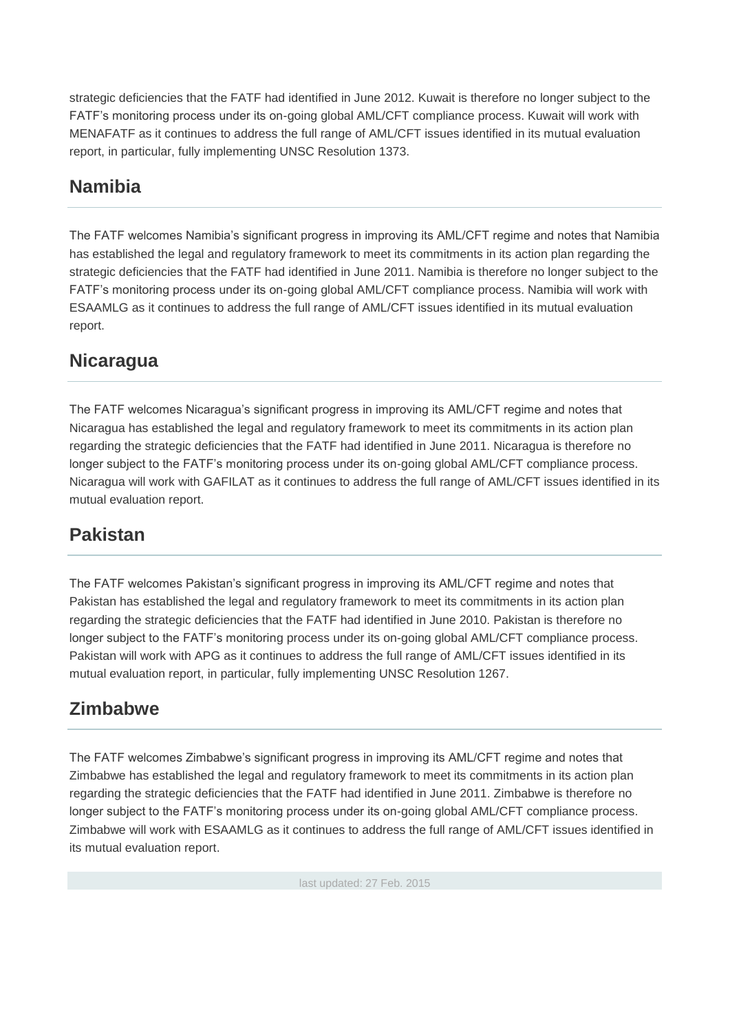strategic deficiencies that the FATF had identified in June 2012. Kuwait is therefore no longer subject to the FATF's monitoring process under its on-going global AML/CFT compliance process. Kuwait will work with MENAFATF as it continues to address the full range of AML/CFT issues identified in its mutual evaluation report, in particular, fully implementing UNSC Resolution 1373.

## Namibia

The FATF welcomes Namibia's significant progress in improving its AML/CFT regime and notes that Namibia has established the legal and regulatory framework to meet its commitments in its action plan regarding the strategic deficiencies that the FATF had identified in June 2011. Namibia is therefore no longer subject to the FATF's monitoring process under its on-going global AML/CFT compliance process. Namibia will work with ESAAMLG as it continues to address the full range of AML/CFT issues identified in its mutual evaluation report.

## Nicaragua

The FATF welcomes Nicaragua's significant progress in improving its AML/CFT regime and notes that Nicaragua has established the legal and regulatory framework to meet its commitments in its action plan regarding the strategic deficiencies that the FATF had identified in June 2011. Nicaragua is therefore no longer subject to the FATF's monitoring process under its on-going global AML/CFT compliance process. Nicaragua will work with GAFILAT as it continues to address the full range of AML/CFT issues identified in its mutual evaluation report.

## Pakistan

The FATF welcomes Pakistan's significant progress in improving its AML/CFT regime and notes that Pakistan has established the legal and regulatory framework to meet its commitments in its action plan regarding the strategic deficiencies that the FATF had identified in June 2010. Pakistan is therefore no longer subject to the FATF's monitoring process under its on-going global AML/CFT compliance process. Pakistan will work with APG as it continues to address the full range of AML/CFT issues identified in its mutual evaluation report, in particular, fully implementing UNSC Resolution 1267.

## Zimbabwe

The FATF welcomes Zimbabwe's significant progress in improving its AML/CFT regime and notes that Zimbabwe has established the legal and regulatory framework to meet its commitments in its action plan regarding the strategic deficiencies that the FATF had identified in June 2011. Zimbabwe is therefore no longer subject to the FATF's monitoring process under its on-going global AML/CFT compliance process. Zimbabwe will work with ESAAMLG as it continues to address the full range of AML/CFT issues identified in its mutual evaluation report.

last updated: 27 Feb. 2015